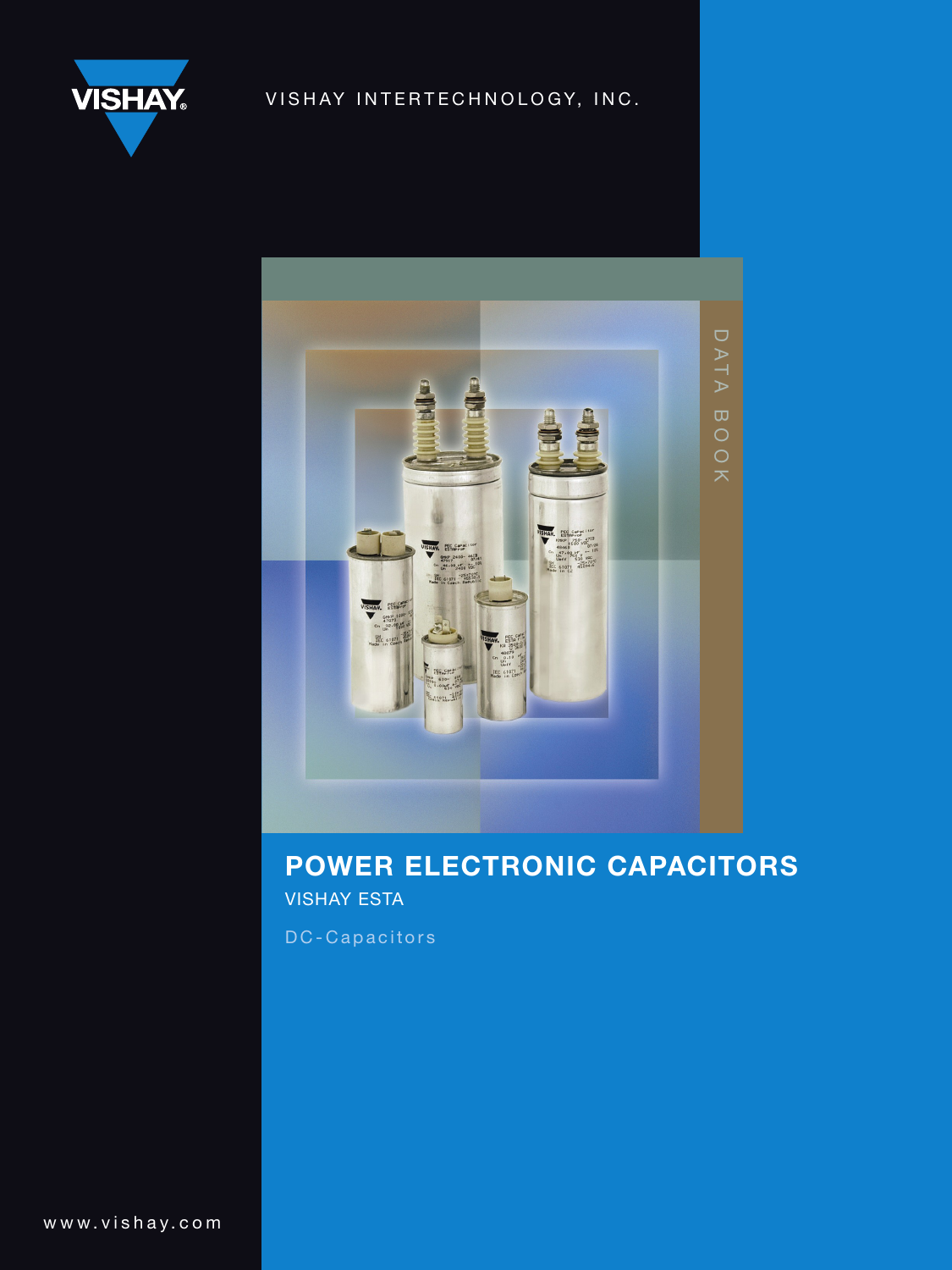VISHAY INTERTECHNOLOGY, INC.

DATA BOOK

# POWER ELECTRONIC CAPACITORS

VISHAY ESTA

DC-Capacitors

www.vishay.com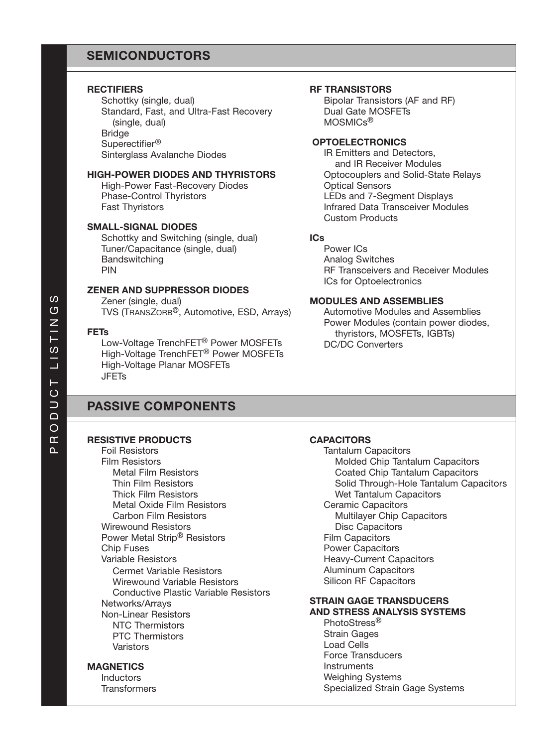# PRODUCT LISTINGS

## SEMICONDUCTORS

### RECTIFIERS

- Schottky (single, dual)
- Standard, Fast, and Ultra-Fast Recovery (single, dual)
- Bridge
- Superectifier®
- Sinterglass Avalanche Diodes

### HIGH-POWER DIODES AND THYRISTORS

- High-Power Fast-Recovery Diodes
- Phase-Control Thyristors
- Fast Thyristors

### SMALL-SIGNAL DIODES

- Schottky and Switching (single, dual)
- Tuner/Capacitance (single, dual)
- Bandswitching
- PIN

### ZENER AND SUPPRESSOR DIODES

- Zener (single, dual)
- TVS (TRANSZORB®, Automotive, ESD, Arrays)

### FETs

- Low-Voltage TrenchFET® Power MOSFETs
- High-Voltage TrenchFET® Power MOSFETs
- High-Voltage Planar MOSFETs
- JFETs

### RF TRANSISTORS

- Bipolar Transistors (AF and RF)
- Dual Gate MOSFETs
- MOSMICs®

### OPTOELECTRONICS

- IR Emitters and Detectors, and IR Receiver Modules
- Optocouplers and Solid-State Relays
- Optical Sensors
- LEDs and 7-Segment Displays
- Infrared Data Transceiver Modules
- Custom Products

### ICs

- Power ICs
- Analog Switches
- RF Transceivers and Receiver Modules
- ICs for Optoelectronics

### MODULES AND ASSEMBLIES

- Automotive Modules and Assemblies
- Power Modules (contain power diodes, thyristors, MOSFETs, IGBTs)
- DC/DC Converters

## PASSIVE COMPONENTS

### RESISTIVE PRODUCTS

- Foil Resistors
- Film Resistors
  - Metal Film Resistors
  - Thin Film Resistors
  - Thick Film Resistors
  - Metal Oxide Film Resistors
  - Carbon Film Resistors
- Wirewound Resistors
- Power Metal Strip® Resistors
- Chip Fuses
- Variable Resistors
  - Cermet Variable Resistors
  - Wirewound Variable Resistors
  - Conductive Plastic Variable Resistors
- Networks/Arrays
- Non-Linear Resistors
  - NTC Thermistors
  - PTC Thermistors
  - Varistors

### MAGNETICS

- Inductors
- Transformers

### CAPACITORS

- Tantalum Capacitors
  - Molded Chip Tantalum Capacitors
  - Coated Chip Tantalum Capacitors
  - Solid Through-Hole Tantalum Capacitors
  - Wet Tantalum Capacitors
- Ceramic Capacitors
  - Multilayer Chip Capacitors
  - Disc Capacitors
- Film Capacitors
- Power Capacitors
- Heavy-Current Capacitors
- Aluminum Capacitors
- Silicon RF Capacitors

### STRAIN GAGE TRANSDUCERS AND STRESS ANALYSIS SYSTEMS

- PhotoStress®
- Strain Gages
- Load Cells
- Force Transducers
- Instruments
- Weighing Systems
- Specialized Strain Gage Systems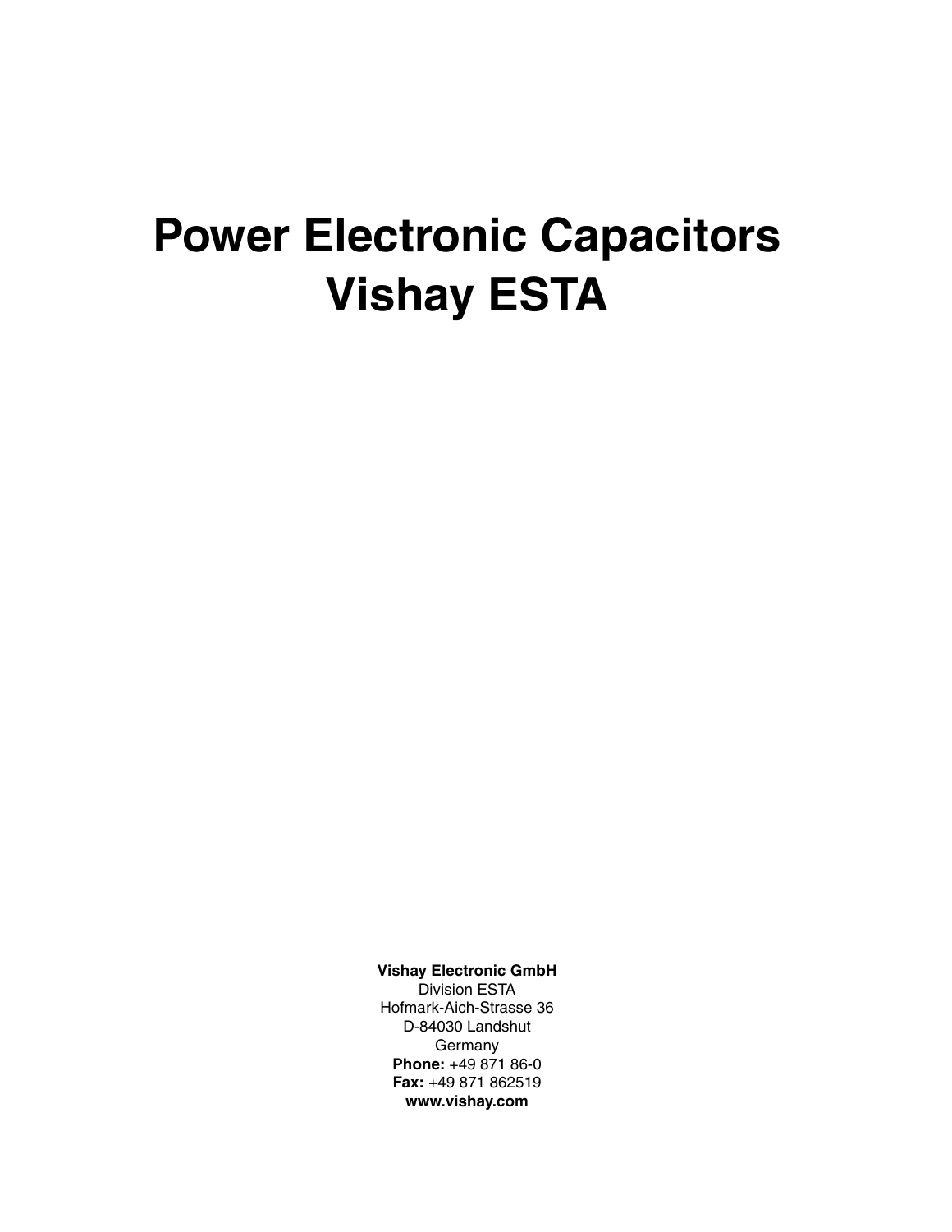# Power Electronic Capacitors
# Vishay ESTA

**Vishay Electronic GmbH**
Division ESTA
Hofmark-Aich-Strasse 36
D-84030 Landshut
Germany
**Phone:** +49 871 86-0
**Fax:** +49 871 862519
**www.vishay.com**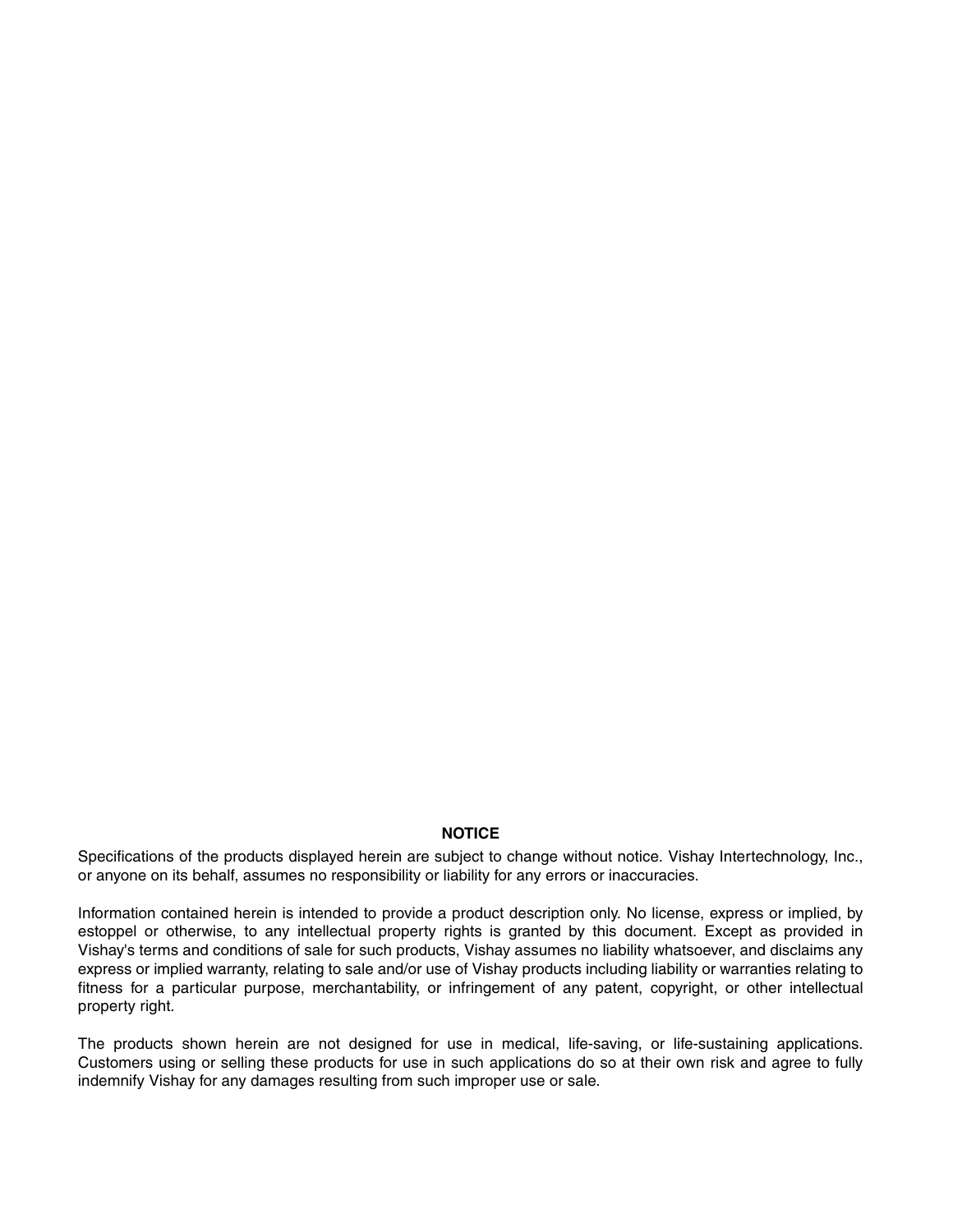**NOTICE**

Specifications of the products displayed herein are subject to change without notice. Vishay Intertechnology, Inc., or anyone on its behalf, assumes no responsibility or liability for any errors or inaccuracies.

Information contained herein is intended to provide a product description only. No license, express or implied, by estoppel or otherwise, to any intellectual property rights is granted by this document. Except as provided in Vishay's terms and conditions of sale for such products, Vishay assumes no liability whatsoever, and disclaims any express or implied warranty, relating to sale and/or use of Vishay products including liability or warranties relating to fitness for a particular purpose, merchantability, or infringement of any patent, copyright, or other intellectual property right.

The products shown herein are not designed for use in medical, life-saving, or life-sustaining applications. Customers using or selling these products for use in such applications do so at their own risk and agree to fully indemnify Vishay for any damages resulting from such improper use or sale.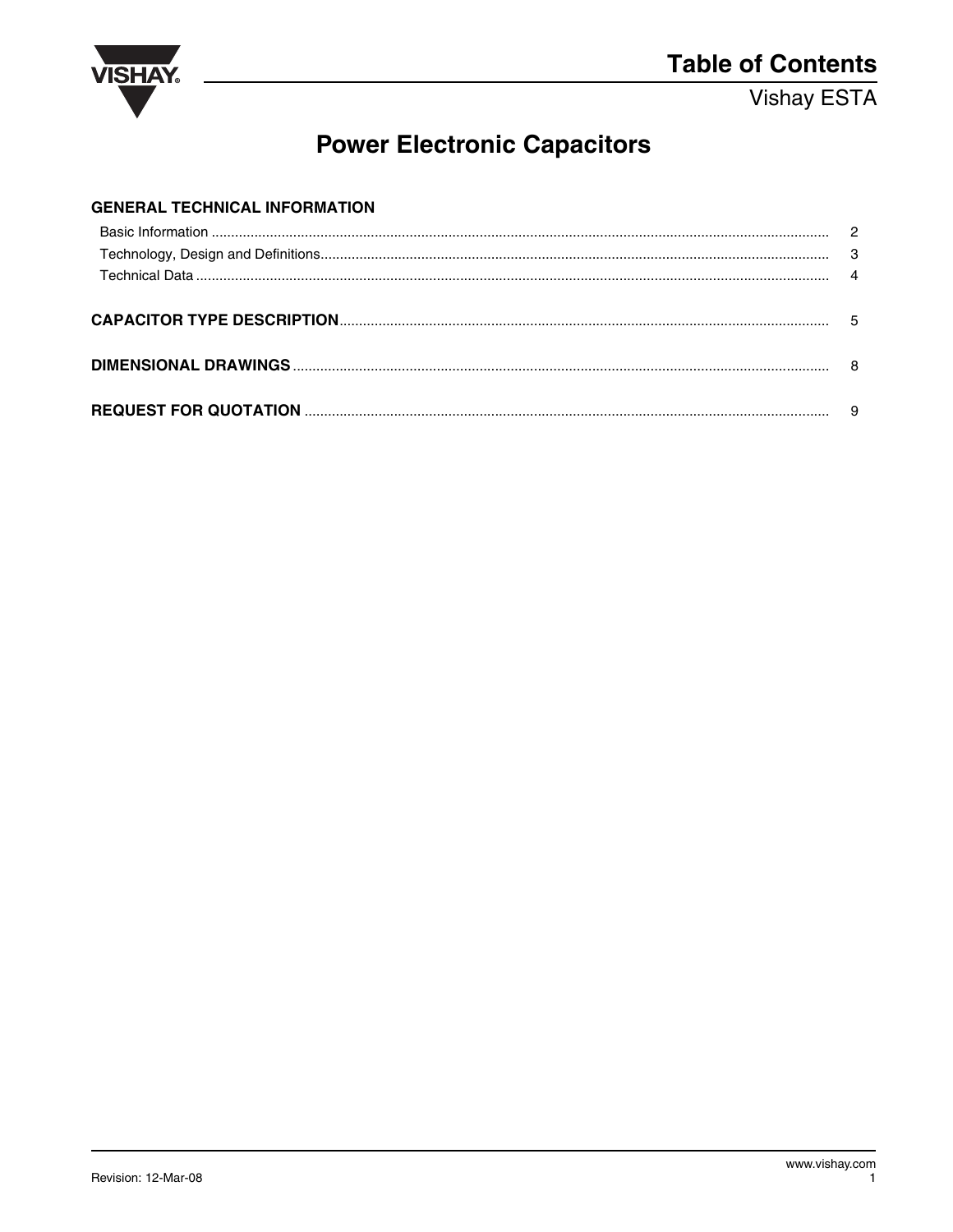# Table of Contents

Vishay ESTA

## Power Electronic Capacitors

### GENERAL TECHNICAL INFORMATION

| | |
|---|---|
| Basic Information | 2 |
| Technology, Design and Definitions | 3 |
| Technical Data | 4 |

| | |
|---|---|
| **CAPACITOR TYPE DESCRIPTION** | 5 |
| **DIMENSIONAL DRAWINGS** | 8 |
| **REQUEST FOR QUOTATION** | 9 |

Revision: 12-Mar-08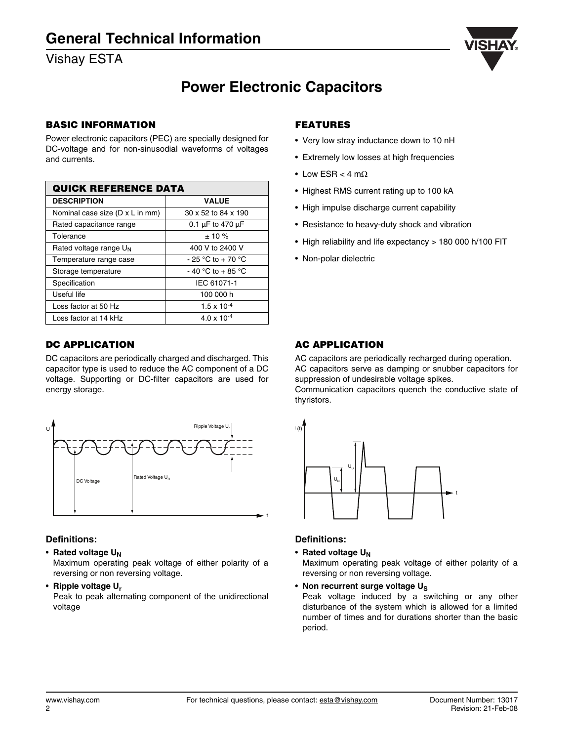# General Technical Information

Vishay ESTA

## Power Electronic Capacitors

### BASIC INFORMATION

Power electronic capacitors (PEC) are specially designed for DC-voltage and for non-sinusodial waveforms of voltages and currents.

| QUICK REFERENCE DATA | |
|---|---|
| **DESCRIPTION** | **VALUE** |
| Nominal case size (D x L in mm) | 30 x 52 to 84 x 190 |
| Rated capacitance range | 0.1 µF to 470 µF |
| Tolerance | ± 10 % |
| Rated voltage range $U_N$ | 400 V to 2400 V |
| Temperature range case | - 25 °C to + 70 °C |
| Storage temperature | - 40 °C to + 85 °C |
| Specification | IEC 61071-1 |
| Useful life | 100 000 h |
| Loss factor at 50 Hz | $1.5 \times 10^{-4}$ |
| Loss factor at 14 kHz | $4.0 \times 10^{-4}$ |

### FEATURES

- Very low stray inductance down to 10 nH
- Extremely low losses at high frequencies
- Low ESR < 4 mΩ
- Highest RMS current rating up to 100 kA
- High impulse discharge current capability
- Resistance to heavy-duty shock and vibration
- High reliability and life expectancy > 180 000 h/100 FIT
- Non-polar dielectric

### DC APPLICATION

DC capacitors are periodically charged and discharged. This capacitor type is used to reduce the AC component of a DC voltage. Supporting or DC-filter capacitors are used for energy storage.

#### Definitions:

- **Rated voltage $U_N$**
  Maximum operating peak voltage of either polarity of a reversing or non reversing voltage.
- **Ripple voltage $U_r$**
  Peak to peak alternating component of the unidirectional voltage

### AC APPLICATION

AC capacitors are periodically recharged during operation.
AC capacitors serve as damping or snubber capacitors for suppression of undesirable voltage spikes.
Communication capacitors quench the conductive state of thyristors.

#### Definitions:

- **Rated voltage $U_N$**
  Maximum operating peak voltage of either polarity of a reversing or non reversing voltage.
- **Non recurrent surge voltage $U_S$**
  Peak voltage induced by a switching or any other disturbance of the system which is allowed for a limited number of times and for durations shorter than the basic period.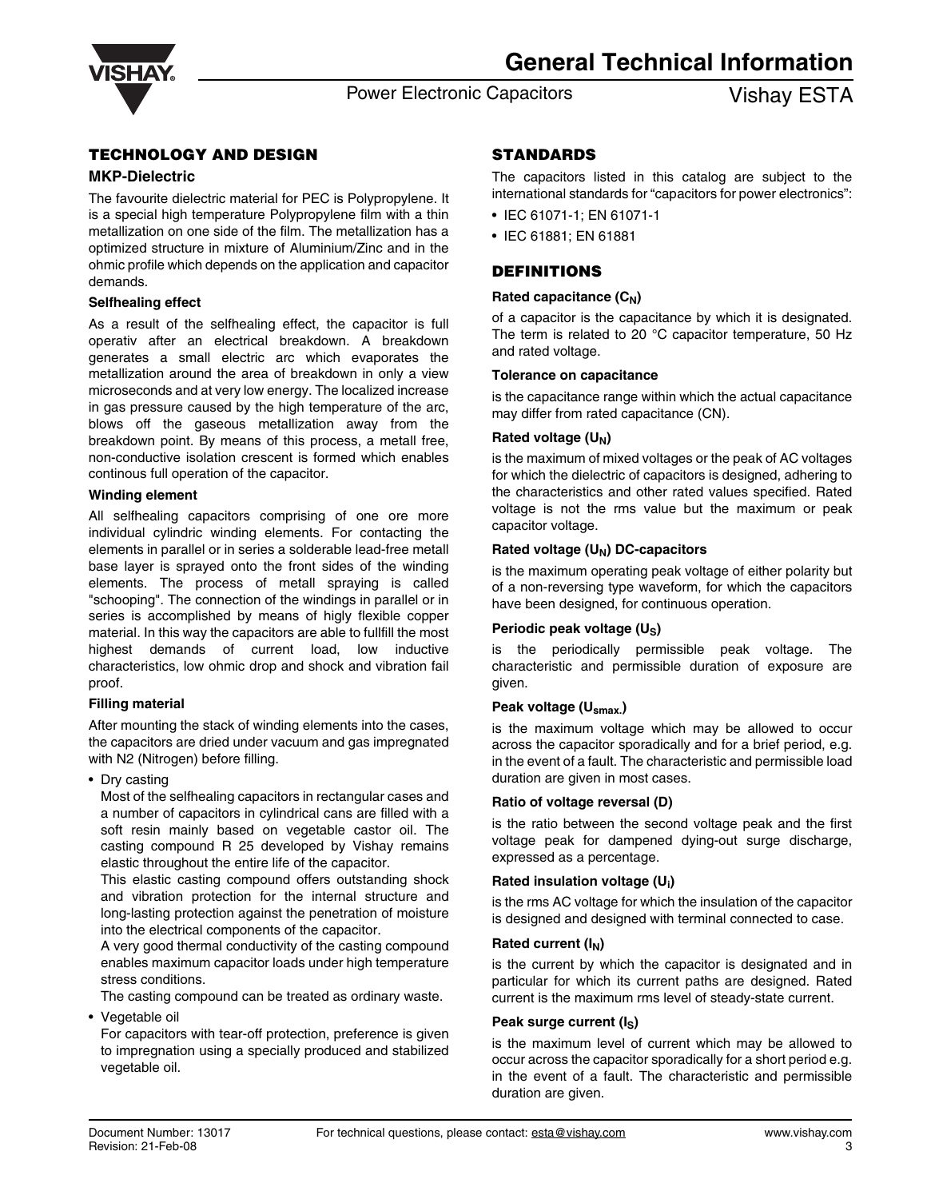# General Technical Information

Power Electronic Capacitors

## TECHNOLOGY AND DESIGN

### MKP-Dielectric

The favourite dielectric material for PEC is Polypropylene. It is a special high temperature Polypropylene film with a thin metallization on one side of the film. The metallization has a optimized structure in mixture of Aluminium/Zinc and in the ohmic profile which depends on the application and capacitor demands.

**Selfhealing effect**

As a result of the selfhealing effect, the capacitor is full operativ after an electrical breakdown. A breakdown generates a small electric arc which evaporates the metallization around the area of breakdown in only a view microseconds and at very low energy. The localized increase in gas pressure caused by the high temperature of the arc, blows off the gaseous metallization away from the breakdown point. By means of this process, a metall free, non-conductive isolation crescent is formed which enables continous full operation of the capacitor.

**Winding element**

All selfhealing capacitors comprising of one ore more individual cylindric winding elements. For contacting the elements in parallel or in series a solderable lead-free metall base layer is sprayed onto the front sides of the winding elements. The process of metall spraying is called "schooping". The connection of the windings in parallel or in series is accomplished by means of higly flexible copper material. In this way the capacitors are able to fullfill the most highest demands of current load, low inductive characteristics, low ohmic drop and shock and vibration fail proof.

**Filling material**

After mounting the stack of winding elements into the cases, the capacitors are dried under vacuum and gas impregnated with N2 (Nitrogen) before filling.

- Dry casting

  Most of the selfhealing capacitors in rectangular cases and a number of capacitors in cylindrical cans are filled with a soft resin mainly based on vegetable castor oil. The casting compound R 25 developed by Vishay remains elastic throughout the entire life of the capacitor.

  This elastic casting compound offers outstanding shock and vibration protection for the internal structure and long-lasting protection against the penetration of moisture into the electrical components of the capacitor.

  A very good thermal conductivity of the casting compound enables maximum capacitor loads under high temperature stress conditions.

  The casting compound can be treated as ordinary waste.

- Vegetable oil

  For capacitors with tear-off protection, preference is given to impregnation using a specially produced and stabilized vegetable oil.

## STANDARDS

The capacitors listed in this catalog are subject to the international standards for "capacitors for power electronics":

- IEC 61071-1; EN 61071-1
- IEC 61881; EN 61881

## DEFINITIONS

**Rated capacitance ($C_N$)**

of a capacitor is the capacitance by which it is designated. The term is related to 20 °C capacitor temperature, 50 Hz and rated voltage.

**Tolerance on capacitance**

is the capacitance range within which the actual capacitance may differ from rated capacitance (CN).

**Rated voltage ($U_N$)**

is the maximum of mixed voltages or the peak of AC voltages for which the dielectric of capacitors is designed, adhering to the characteristics and other rated values specified. Rated voltage is not the rms value but the maximum or peak capacitor voltage.

**Rated voltage ($U_N$) DC-capacitors**

is the maximum operating peak voltage of either polarity but of a non-reversing type waveform, for which the capacitors have been designed, for continuous operation.

**Periodic peak voltage ($U_S$)**

is the periodically permissible peak voltage. The characteristic and permissible duration of exposure are given.

**Peak voltage ($U_{smax.}$)**

is the maximum voltage which may be allowed to occur across the capacitor sporadically and for a brief period, e.g. in the event of a fault. The characteristic and permissible load duration are given in most cases.

**Ratio of voltage reversal (D)**

is the ratio between the second voltage peak and the first voltage peak for dampened dying-out surge discharge, expressed as a percentage.

**Rated insulation voltage ($U_i$)**

is the rms AC voltage for which the insulation of the capacitor is designed and designed with terminal connected to case.

**Rated current ($I_N$)**

is the current by which the capacitor is designated and in particular for which its current paths are designed. Rated current is the maximum rms level of steady-state current.

**Peak surge current ($I_S$)**

is the maximum level of current which may be allowed to occur across the capacitor sporadically for a short period e.g. in the event of a fault. The characteristic and permissible duration are given.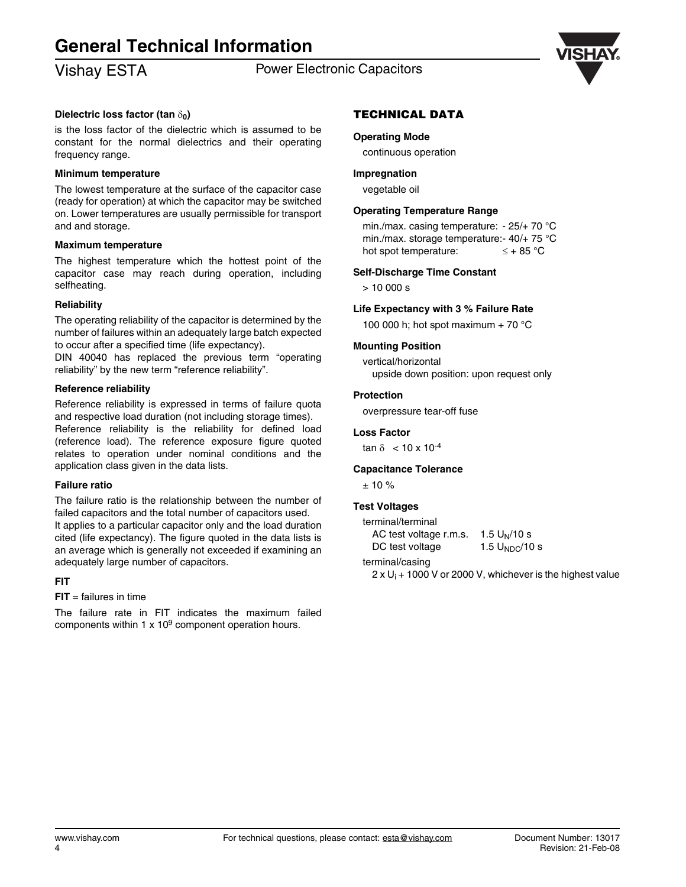#### Dielectric loss factor (tan $\delta_0$)

is the loss factor of the dielectric which is assumed to be constant for the normal dielectrics and their operating frequency range.

#### Minimum temperature

The lowest temperature at the surface of the capacitor case (ready for operation) at which the capacitor may be switched on. Lower temperatures are usually permissible for transport and and storage.

#### Maximum temperature

The highest temperature which the hottest point of the capacitor case may reach during operation, including selfheating.

#### Reliability

The operating reliability of the capacitor is determined by the number of failures within an adequately large batch expected to occur after a specified time (life expectancy).

DIN 40040 has replaced the previous term “operating reliability” by the new term “reference reliability”.

#### Reference reliability

Reference reliability is expressed in terms of failure quota and respective load duration (not including storage times).

Reference reliability is the reliability for defined load (reference load). The reference exposure figure quoted relates to operation under nominal conditions and the application class given in the data lists.

#### Failure ratio

The failure ratio is the relationship between the number of failed capacitors and the total number of capacitors used.

It applies to a particular capacitor only and the load duration cited (life expectancy). The figure quoted in the data lists is an average which is generally not exceeded if examining an adequately large number of capacitors.

#### FIT

**FIT** = failures in time

The failure rate in FIT indicates the maximum failed components within 1 x $10^9$ component operation hours.

## TECHNICAL DATA

#### Operating Mode

continuous operation

#### Impregnation

vegetable oil

#### Operating Temperature Range

min./max. casing temperature: - 25/+ 70 °C
min./max. storage temperature:- 40/+ 75 °C
hot spot temperature: ≤ + 85 °C

#### Self-Discharge Time Constant

> 10 000 s

#### Life Expectancy with 3 % Failure Rate

100 000 h; hot spot maximum + 70 °C

#### Mounting Position

vertical/horizontal
upside down position: upon request only

#### Protection

overpressure tear-off fuse

#### Loss Factor

tan $\delta$ < 10 x $10^{-4}$

#### Capacitance Tolerance

± 10 %

#### Test Voltages

terminal/terminal

AC test voltage r.m.s. 1.5 $U_N$/10 s
DC test voltage 1.5 $U_{NDC}$/10 s

terminal/casing

2 x $U_i$ + 1000 V or 2000 V, whichever is the highest value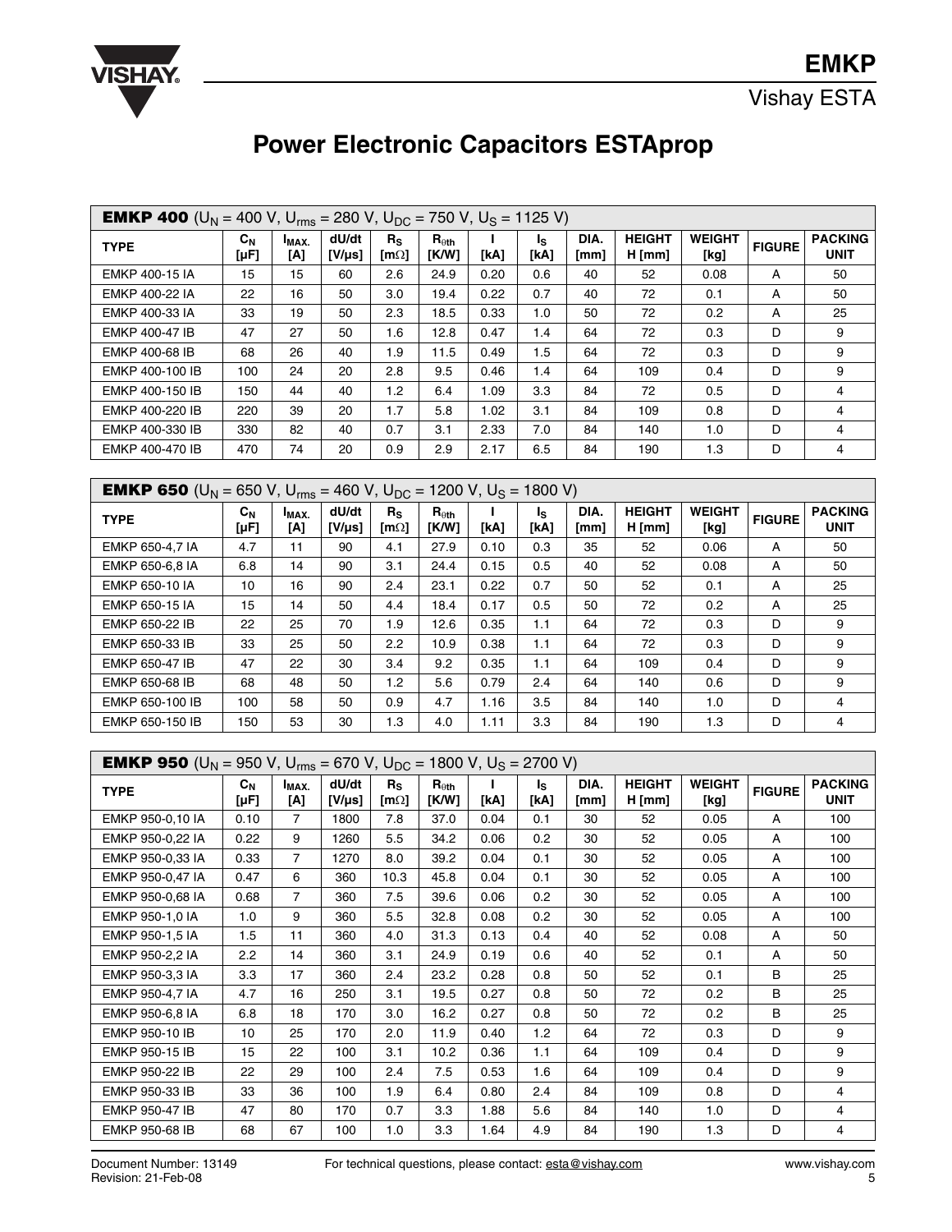# Power Electronic Capacitors ESTAprop

| **EMKP 400** ($U_N$ = 400 V, $U_{rms}$ = 280 V, $U_{DC}$ = 750 V, $U_S$ = 1125 V) | | | | | | | | | | | | |
|---|---|---|---|---|---|---|---|---|---|---|---|---|
| TYPE | $C_N$ [µF] | $I_{MAX.}$ [A] | dU/dt [V/µs] | $R_S$ [mΩ] | $R_{\theta th}$ [K/W] | I [kA] | $I_S$ [kA] | DIA. [mm] | HEIGHT H [mm] | WEIGHT [kg] | FIGURE | PACKING UNIT |
| EMKP 400-15 IA | 15 | 15 | 60 | 2.6 | 24.9 | 0.20 | 0.6 | 40 | 52 | 0.08 | A | 50 |
| EMKP 400-22 IA | 22 | 16 | 50 | 3.0 | 19.4 | 0.22 | 0.7 | 40 | 72 | 0.1 | A | 50 |
| EMKP 400-33 IA | 33 | 19 | 50 | 2.3 | 18.5 | 0.33 | 1.0 | 50 | 72 | 0.2 | A | 25 |
| EMKP 400-47 IB | 47 | 27 | 50 | 1.6 | 12.8 | 0.47 | 1.4 | 64 | 72 | 0.3 | D | 9 |
| EMKP 400-68 IB | 68 | 26 | 40 | 1.9 | 11.5 | 0.49 | 1.5 | 64 | 72 | 0.3 | D | 9 |
| EMKP 400-100 IB | 100 | 24 | 20 | 2.8 | 9.5 | 0.46 | 1.4 | 64 | 109 | 0.4 | D | 9 |
| EMKP 400-150 IB | 150 | 44 | 40 | 1.2 | 6.4 | 1.09 | 3.3 | 84 | 72 | 0.5 | D | 4 |
| EMKP 400-220 IB | 220 | 39 | 20 | 1.7 | 5.8 | 1.02 | 3.1 | 84 | 109 | 0.8 | D | 4 |
| EMKP 400-330 IB | 330 | 82 | 40 | 0.7 | 3.1 | 2.33 | 7.0 | 84 | 140 | 1.0 | D | 4 |
| EMKP 400-470 IB | 470 | 74 | 20 | 0.9 | 2.9 | 2.17 | 6.5 | 84 | 190 | 1.3 | D | 4 |

| **EMKP 650** ($U_N$ = 650 V, $U_{rms}$ = 460 V, $U_{DC}$ = 1200 V, $U_S$ = 1800 V) | | | | | | | | | | | | |
|---|---|---|---|---|---|---|---|---|---|---|---|---|
| TYPE | $C_N$ [µF] | $I_{MAX.}$ [A] | dU/dt [V/µs] | $R_S$ [mΩ] | $R_{\theta th}$ [K/W] | I [kA] | $I_S$ [kA] | DIA. [mm] | HEIGHT H [mm] | WEIGHT [kg] | FIGURE | PACKING UNIT |
| EMKP 650-4,7 IA | 4.7 | 11 | 90 | 4.1 | 27.9 | 0.10 | 0.3 | 35 | 52 | 0.06 | A | 50 |
| EMKP 650-6,8 IA | 6.8 | 14 | 90 | 3.1 | 24.4 | 0.15 | 0.5 | 40 | 52 | 0.08 | A | 50 |
| EMKP 650-10 IA | 10 | 16 | 90 | 2.4 | 23.1 | 0.22 | 0.7 | 50 | 52 | 0.1 | A | 25 |
| EMKP 650-15 IA | 15 | 14 | 50 | 4.4 | 18.4 | 0.17 | 0.5 | 50 | 72 | 0.2 | A | 25 |
| EMKP 650-22 IB | 22 | 25 | 70 | 1.9 | 12.6 | 0.35 | 1.1 | 64 | 72 | 0.3 | D | 9 |
| EMKP 650-33 IB | 33 | 25 | 50 | 2.2 | 10.9 | 0.38 | 1.1 | 64 | 72 | 0.3 | D | 9 |
| EMKP 650-47 IB | 47 | 22 | 30 | 3.4 | 9.2 | 0.35 | 1.1 | 64 | 109 | 0.4 | D | 9 |
| EMKP 650-68 IB | 68 | 48 | 50 | 1.2 | 5.6 | 0.79 | 2.4 | 64 | 140 | 0.6 | D | 9 |
| EMKP 650-100 IB | 100 | 58 | 50 | 0.9 | 4.7 | 1.16 | 3.5 | 84 | 140 | 1.0 | D | 4 |
| EMKP 650-150 IB | 150 | 53 | 30 | 1.3 | 4.0 | 1.11 | 3.3 | 84 | 190 | 1.3 | D | 4 |

| **EMKP 950** ($U_N$ = 950 V, $U_{rms}$ = 670 V, $U_{DC}$ = 1800 V, $U_S$ = 2700 V) | | | | | | | | | | | | |
|---|---|---|---|---|---|---|---|---|---|---|---|---|
| TYPE | $C_N$ [µF] | $I_{MAX.}$ [A] | dU/dt [V/µs] | $R_S$ [mΩ] | $R_{\theta th}$ [K/W] | I [kA] | $I_S$ [kA] | DIA. [mm] | HEIGHT H [mm] | WEIGHT [kg] | FIGURE | PACKING UNIT |
| EMKP 950-0,10 IA | 0.10 | 7 | 1800 | 7.8 | 37.0 | 0.04 | 0.1 | 30 | 52 | 0.05 | A | 100 |
| EMKP 950-0,22 IA | 0.22 | 9 | 1260 | 5.5 | 34.2 | 0.06 | 0.2 | 30 | 52 | 0.05 | A | 100 |
| EMKP 950-0,33 IA | 0.33 | 7 | 1270 | 8.0 | 39.2 | 0.04 | 0.1 | 30 | 52 | 0.05 | A | 100 |
| EMKP 950-0,47 IA | 0.47 | 6 | 360 | 10.3 | 45.8 | 0.04 | 0.1 | 30 | 52 | 0.05 | A | 100 |
| EMKP 950-0,68 IA | 0.68 | 7 | 360 | 7.5 | 39.6 | 0.06 | 0.2 | 30 | 52 | 0.05 | A | 100 |
| EMKP 950-1,0 IA | 1.0 | 9 | 360 | 5.5 | 32.8 | 0.08 | 0.2 | 30 | 52 | 0.05 | A | 100 |
| EMKP 950-1,5 IA | 1.5 | 11 | 360 | 4.0 | 31.3 | 0.13 | 0.4 | 40 | 52 | 0.08 | A | 50 |
| EMKP 950-2,2 IA | 2.2 | 14 | 360 | 3.1 | 24.9 | 0.19 | 0.6 | 40 | 52 | 0.1 | A | 50 |
| EMKP 950-3,3 IA | 3.3 | 17 | 360 | 2.4 | 23.2 | 0.28 | 0.8 | 50 | 52 | 0.1 | B | 25 |
| EMKP 950-4,7 IA | 4.7 | 16 | 250 | 3.1 | 19.5 | 0.27 | 0.8 | 50 | 72 | 0.2 | B | 25 |
| EMKP 950-6,8 IA | 6.8 | 18 | 170 | 3.0 | 16.2 | 0.27 | 0.8 | 50 | 72 | 0.2 | B | 25 |
| EMKP 950-10 IB | 10 | 25 | 170 | 2.0 | 11.9 | 0.40 | 1.2 | 64 | 72 | 0.3 | D | 9 |
| EMKP 950-15 IB | 15 | 22 | 100 | 3.1 | 10.2 | 0.36 | 1.1 | 64 | 109 | 0.4 | D | 9 |
| EMKP 950-22 IB | 22 | 29 | 100 | 2.4 | 7.5 | 0.53 | 1.6 | 64 | 109 | 0.4 | D | 9 |
| EMKP 950-33 IB | 33 | 36 | 100 | 1.9 | 6.4 | 0.80 | 2.4 | 84 | 109 | 0.8 | D | 4 |
| EMKP 950-47 IB | 47 | 80 | 170 | 0.7 | 3.3 | 1.88 | 5.6 | 84 | 140 | 1.0 | D | 4 |
| EMKP 950-68 IB | 68 | 67 | 100 | 1.0 | 3.3 | 1.64 | 4.9 | 84 | 190 | 1.3 | D | 4 |

Document Number: 13149
Revision: 21-Feb-08

For technical questions, please contact: esta@vishay.com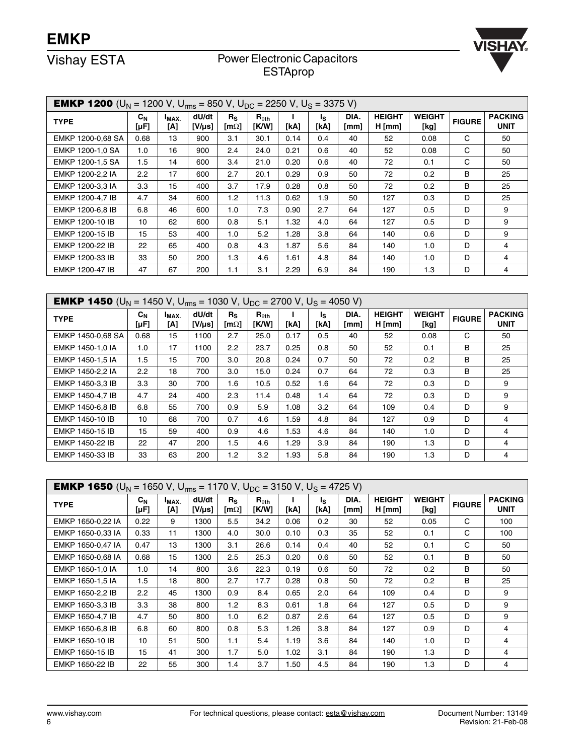# EMKP

Vishay ESTA

Power Electronic Capacitors
ESTAprop

| **EMKP 1200** ($U_N$ = 1200 V, $U_{rms}$ = 850 V, $U_{DC}$ = 2250 V, $U_S$ = 3375 V) | | | | | | | | | | | | |
|---|---|---|---|---|---|---|---|---|---|---|---|---|
| **TYPE** | **$C_N$ [µF]** | **$I_{MAX.}$ [A]** | **dU/dt [V/µs]** | **$R_S$ [mΩ]** | **$R_{\theta th}$ [K/W]** | **I [kA]** | **$I_S$ [kA]** | **DIA. [mm]** | **HEIGHT H [mm]** | **WEIGHT [kg]** | **FIGURE** | **PACKING UNIT** |
| EMKP 1200-0,68 SA | 0.68 | 13 | 900 | 3.1 | 30.1 | 0.14 | 0.4 | 40 | 52 | 0.08 | C | 50 |
| EMKP 1200-1,0 SA | 1.0 | 16 | 900 | 2.4 | 24.0 | 0.21 | 0.6 | 40 | 52 | 0.08 | C | 50 |
| EMKP 1200-1,5 SA | 1.5 | 14 | 600 | 3.4 | 21.0 | 0.20 | 0.6 | 40 | 72 | 0.1 | C | 50 |
| EMKP 1200-2,2 IA | 2.2 | 17 | 600 | 2.7 | 20.1 | 0.29 | 0.9 | 50 | 72 | 0.2 | B | 25 |
| EMKP 1200-3,3 IA | 3.3 | 15 | 400 | 3.7 | 17.9 | 0.28 | 0.8 | 50 | 72 | 0.2 | B | 25 |
| EMKP 1200-4,7 IB | 4.7 | 34 | 600 | 1.2 | 11.3 | 0.62 | 1.9 | 50 | 127 | 0.3 | D | 25 |
| EMKP 1200-6,8 IB | 6.8 | 46 | 600 | 1.0 | 7.3 | 0.90 | 2.7 | 64 | 127 | 0.5 | D | 9 |
| EMKP 1200-10 IB | 10 | 62 | 600 | 0.8 | 5.1 | 1.32 | 4.0 | 64 | 127 | 0.5 | D | 9 |
| EMKP 1200-15 IB | 15 | 53 | 400 | 1.0 | 5.2 | 1.28 | 3.8 | 64 | 140 | 0.6 | D | 9 |
| EMKP 1200-22 IB | 22 | 65 | 400 | 0.8 | 4.3 | 1.87 | 5.6 | 84 | 140 | 1.0 | D | 4 |
| EMKP 1200-33 IB | 33 | 50 | 200 | 1.3 | 4.6 | 1.61 | 4.8 | 84 | 140 | 1.0 | D | 4 |
| EMKP 1200-47 IB | 47 | 67 | 200 | 1.1 | 3.1 | 2.29 | 6.9 | 84 | 190 | 1.3 | D | 4 |

| **EMKP 1450** ($U_N$ = 1450 V, $U_{rms}$ = 1030 V, $U_{DC}$ = 2700 V, $U_S$ = 4050 V) | | | | | | | | | | | | |
|---|---|---|---|---|---|---|---|---|---|---|---|---|
| **TYPE** | **$C_N$ [µF]** | **$I_{MAX.}$ [A]** | **dU/dt [V/µs]** | **$R_S$ [mΩ]** | **$R_{\theta th}$ [K/W]** | **I [kA]** | **$I_S$ [kA]** | **DIA. [mm]** | **HEIGHT H [mm]** | **WEIGHT [kg]** | **FIGURE** | **PACKING UNIT** |
| EMKP 1450-0,68 SA | 0.68 | 15 | 1100 | 2.7 | 25.0 | 0.17 | 0.5 | 40 | 52 | 0.08 | C | 50 |
| EMKP 1450-1,0 IA | 1.0 | 17 | 1100 | 2.2 | 23.7 | 0.25 | 0.8 | 50 | 52 | 0.1 | B | 25 |
| EMKP 1450-1,5 IA | 1.5 | 15 | 700 | 3.0 | 20.8 | 0.24 | 0.7 | 50 | 72 | 0.2 | B | 25 |
| EMKP 1450-2,2 IA | 2.2 | 18 | 700 | 3.0 | 15.0 | 0.24 | 0.7 | 64 | 72 | 0.3 | B | 25 |
| EMKP 1450-3,3 IB | 3.3 | 30 | 700 | 1.6 | 10.5 | 0.52 | 1.6 | 64 | 72 | 0.3 | D | 9 |
| EMKP 1450-4,7 IB | 4.7 | 24 | 400 | 2.3 | 11.4 | 0.48 | 1.4 | 64 | 72 | 0.3 | D | 9 |
| EMKP 1450-6,8 IB | 6.8 | 55 | 700 | 0.9 | 5.9 | 1.08 | 3.2 | 64 | 109 | 0.4 | D | 9 |
| EMKP 1450-10 IB | 10 | 68 | 700 | 0.7 | 4.6 | 1.59 | 4.8 | 84 | 127 | 0.9 | D | 4 |
| EMKP 1450-15 IB | 15 | 59 | 400 | 0.9 | 4.6 | 1.53 | 4.6 | 84 | 140 | 1.0 | D | 4 |
| EMKP 1450-22 IB | 22 | 47 | 200 | 1.5 | 4.6 | 1.29 | 3.9 | 84 | 190 | 1.3 | D | 4 |
| EMKP 1450-33 IB | 33 | 63 | 200 | 1.2 | 3.2 | 1.93 | 5.8 | 84 | 190 | 1.3 | D | 4 |

| **EMKP 1650** ($U_N$ = 1650 V, $U_{rms}$ = 1170 V, $U_{DC}$ = 3150 V, $U_S$ = 4725 V) | | | | | | | | | | | | |
|---|---|---|---|---|---|---|---|---|---|---|---|---|
| **TYPE** | **$C_N$ [µF]** | **$I_{MAX.}$ [A]** | **dU/dt [V/µs]** | **$R_S$ [mΩ]** | **$R_{\theta th}$ [K/W]** | **I [kA]** | **$I_S$ [kA]** | **DIA. [mm]** | **HEIGHT H [mm]** | **WEIGHT [kg]** | **FIGURE** | **PACKING UNIT** |
| EMKP 1650-0,22 IA | 0.22 | 9 | 1300 | 5.5 | 34.2 | 0.06 | 0.2 | 30 | 52 | 0.05 | C | 100 |
| EMKP 1650-0,33 IA | 0.33 | 11 | 1300 | 4.0 | 30.0 | 0.10 | 0.3 | 35 | 52 | 0.1 | C | 100 |
| EMKP 1650-0,47 IA | 0.47 | 13 | 1300 | 3.1 | 26.6 | 0.14 | 0.4 | 40 | 52 | 0.1 | C | 50 |
| EMKP 1650-0,68 IA | 0.68 | 15 | 1300 | 2.5 | 25.3 | 0.20 | 0.6 | 50 | 52 | 0.1 | B | 50 |
| EMKP 1650-1,0 IA | 1.0 | 14 | 800 | 3.6 | 22.3 | 0.19 | 0.6 | 50 | 72 | 0.2 | B | 50 |
| EMKP 1650-1,5 IA | 1.5 | 18 | 800 | 2.7 | 17.7 | 0.28 | 0.8 | 50 | 72 | 0.2 | B | 25 |
| EMKP 1650-2,2 IB | 2.2 | 45 | 1300 | 0.9 | 8.4 | 0.65 | 2.0 | 64 | 109 | 0.4 | D | 9 |
| EMKP 1650-3,3 IB | 3.3 | 38 | 800 | 1.2 | 8.3 | 0.61 | 1.8 | 64 | 127 | 0.5 | D | 9 |
| EMKP 1650-4,7 IB | 4.7 | 50 | 800 | 1.0 | 6.2 | 0.87 | 2.6 | 64 | 127 | 0.5 | D | 9 |
| EMKP 1650-6,8 IB | 6.8 | 60 | 800 | 0.8 | 5.3 | 1.26 | 3.8 | 84 | 127 | 0.9 | D | 4 |
| EMKP 1650-10 IB | 10 | 51 | 500 | 1.1 | 5.4 | 1.19 | 3.6 | 84 | 140 | 1.0 | D | 4 |
| EMKP 1650-15 IB | 15 | 41 | 300 | 1.7 | 5.0 | 1.02 | 3.1 | 84 | 190 | 1.3 | D | 4 |
| EMKP 1650-22 IB | 22 | 55 | 300 | 1.4 | 3.7 | 1.50 | 4.5 | 84 | 190 | 1.3 | D | 4 |

For technical questions, please contact: esta@vishay.com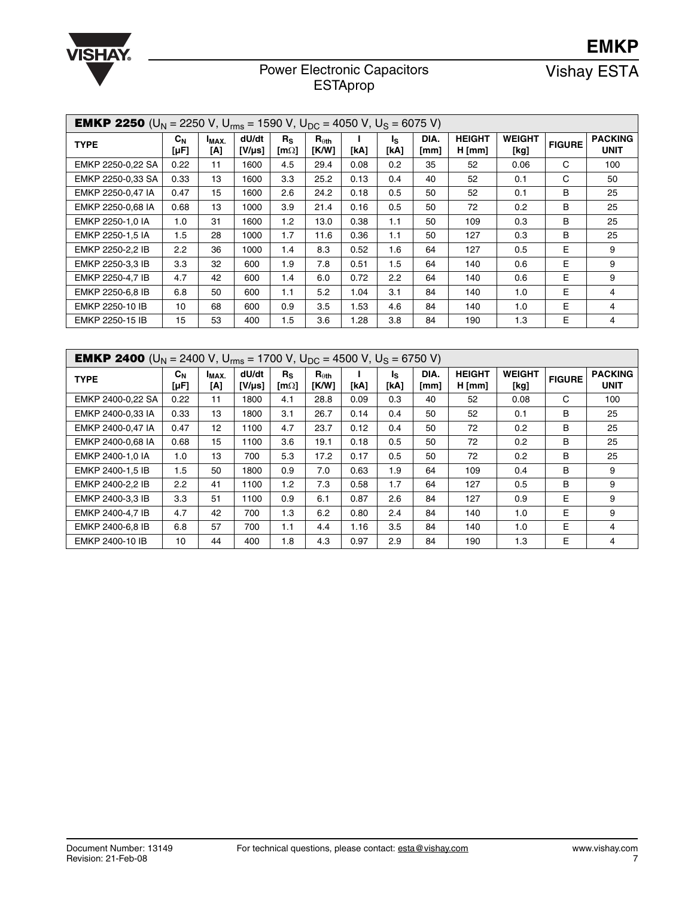**EMKP 2250** ($U_N$ = 2250 V, $U_{rms}$ = 1590 V, $U_{DC}$ = 4050 V, $U_S$ = 6075 V)

| TYPE | $C_N$ [µF] | $I_{MAX.}$ [A] | dU/dt [V/µs] | $R_S$ [mΩ] | $R_{\theta th}$ [K/W] | I [kA] | $I_S$ [kA] | DIA. [mm] | HEIGHT H [mm] | WEIGHT [kg] | FIGURE | PACKING UNIT |
|---|---|---|---|---|---|---|---|---|---|---|---|---|
| EMKP 2250-0,22 SA | 0.22 | 11 | 1600 | 4.5 | 29.4 | 0.08 | 0.2 | 35 | 52 | 0.06 | C | 100 |
| EMKP 2250-0,33 SA | 0.33 | 13 | 1600 | 3.3 | 25.2 | 0.13 | 0.4 | 40 | 52 | 0.1 | C | 50 |
| EMKP 2250-0,47 IA | 0.47 | 15 | 1600 | 2.6 | 24.2 | 0.18 | 0.5 | 50 | 52 | 0.1 | B | 25 |
| EMKP 2250-0,68 IA | 0.68 | 13 | 1000 | 3.9 | 21.4 | 0.16 | 0.5 | 50 | 72 | 0.2 | B | 25 |
| EMKP 2250-1,0 IA | 1.0 | 31 | 1600 | 1.2 | 13.0 | 0.38 | 1.1 | 50 | 109 | 0.3 | B | 25 |
| EMKP 2250-1,5 IA | 1.5 | 28 | 1000 | 1.7 | 11.6 | 0.36 | 1.1 | 50 | 127 | 0.3 | B | 25 |
| EMKP 2250-2,2 IB | 2.2 | 36 | 1000 | 1.4 | 8.3 | 0.52 | 1.6 | 64 | 127 | 0.5 | E | 9 |
| EMKP 2250-3,3 IB | 3.3 | 32 | 600 | 1.9 | 7.8 | 0.51 | 1.5 | 64 | 140 | 0.6 | E | 9 |
| EMKP 2250-4,7 IB | 4.7 | 42 | 600 | 1.4 | 6.0 | 0.72 | 2.2 | 64 | 140 | 0.6 | E | 9 |
| EMKP 2250-6,8 IB | 6.8 | 50 | 600 | 1.1 | 5.2 | 1.04 | 3.1 | 84 | 140 | 1.0 | E | 4 |
| EMKP 2250-10 IB | 10 | 68 | 600 | 0.9 | 3.5 | 1.53 | 4.6 | 84 | 140 | 1.0 | E | 4 |
| EMKP 2250-15 IB | 15 | 53 | 400 | 1.5 | 3.6 | 1.28 | 3.8 | 84 | 190 | 1.3 | E | 4 |

**EMKP 2400** ($U_N$ = 2400 V, $U_{rms}$ = 1700 V, $U_{DC}$ = 4500 V, $U_S$ = 6750 V)

| TYPE | $C_N$ [µF] | $I_{MAX.}$ [A] | dU/dt [V/µs] | $R_S$ [mΩ] | $R_{\theta th}$ [K/W] | I [kA] | $I_S$ [kA] | DIA. [mm] | HEIGHT H [mm] | WEIGHT [kg] | FIGURE | PACKING UNIT |
|---|---|---|---|---|---|---|---|---|---|---|---|---|
| EMKP 2400-0,22 SA | 0.22 | 11 | 1800 | 4.1 | 28.8 | 0.09 | 0.3 | 40 | 52 | 0.08 | C | 100 |
| EMKP 2400-0,33 IA | 0.33 | 13 | 1800 | 3.1 | 26.7 | 0.14 | 0.4 | 50 | 52 | 0.1 | B | 25 |
| EMKP 2400-0,47 IA | 0.47 | 12 | 1100 | 4.7 | 23.7 | 0.12 | 0.4 | 50 | 72 | 0.2 | B | 25 |
| EMKP 2400-0,68 IA | 0.68 | 15 | 1100 | 3.6 | 19.1 | 0.18 | 0.5 | 50 | 72 | 0.2 | B | 25 |
| EMKP 2400-1,0 IA | 1.0 | 13 | 700 | 5.3 | 17.2 | 0.17 | 0.5 | 50 | 72 | 0.2 | B | 25 |
| EMKP 2400-1,5 IB | 1.5 | 50 | 1800 | 0.9 | 7.0 | 0.63 | 1.9 | 64 | 109 | 0.4 | B | 9 |
| EMKP 2400-2,2 IB | 2.2 | 41 | 1100 | 1.2 | 7.3 | 0.58 | 1.7 | 64 | 127 | 0.5 | B | 9 |
| EMKP 2400-3,3 IB | 3.3 | 51 | 1100 | 0.9 | 6.1 | 0.87 | 2.6 | 84 | 127 | 0.9 | E | 9 |
| EMKP 2400-4,7 IB | 4.7 | 42 | 700 | 1.3 | 6.2 | 0.80 | 2.4 | 84 | 140 | 1.0 | E | 9 |
| EMKP 2400-6,8 IB | 6.8 | 57 | 700 | 1.1 | 4.4 | 1.16 | 3.5 | 84 | 140 | 1.0 | E | 4 |
| EMKP 2400-10 IB | 10 | 44 | 400 | 1.8 | 4.3 | 0.97 | 2.9 | 84 | 190 | 1.3 | E | 4 |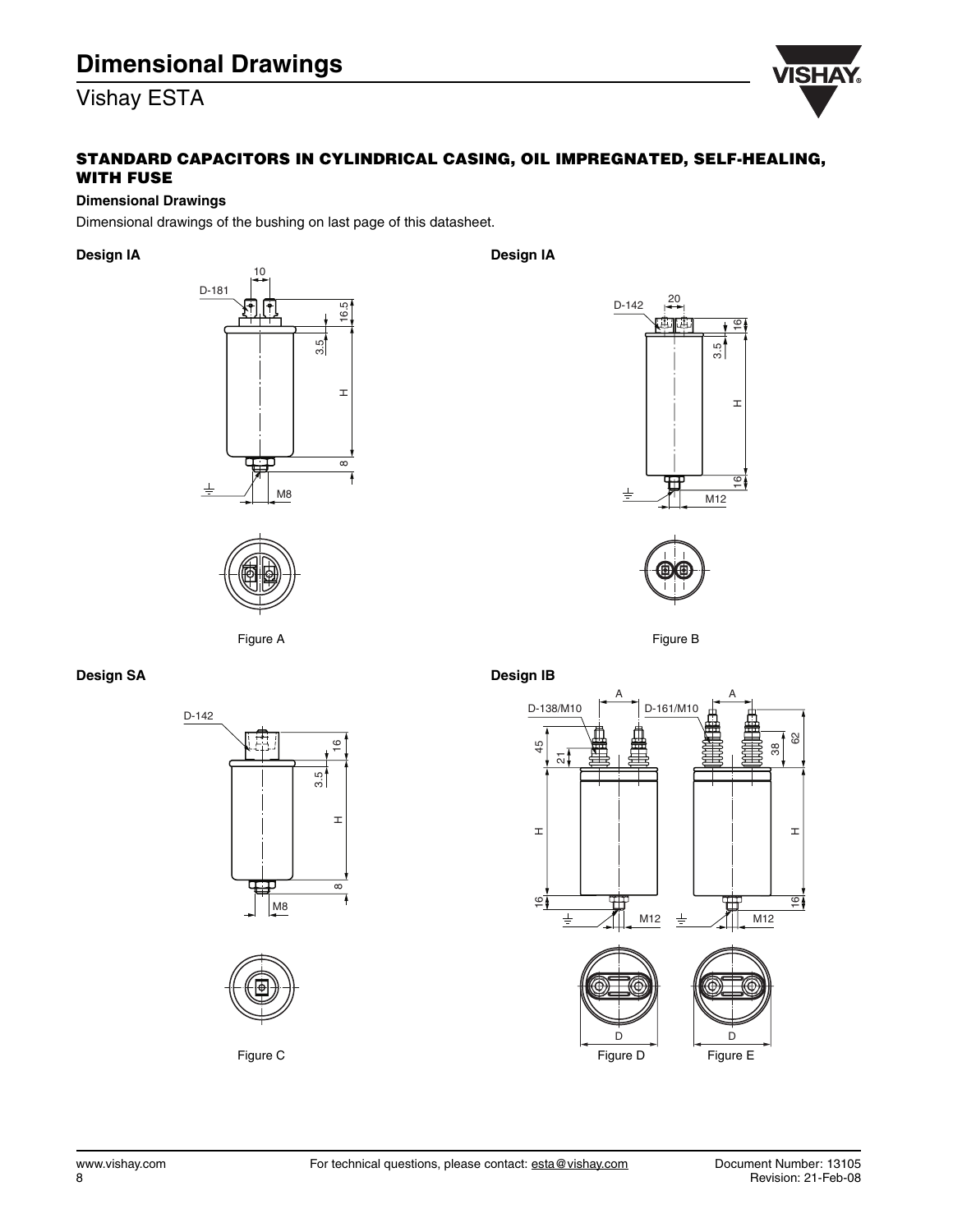## STANDARD CAPACITORS IN CYLINDRICAL CASING, OIL IMPREGNATED, SELF-HEALING, WITH FUSE

### Dimensional Drawings

Dimensional drawings of the bushing on last page of this datasheet.

**Design IA**

D-181, 10, 16.5, 3.5, H, 8, M8

Figure A

**Design IA**

D-142, 20, 16, 3.5, H, 16, M12

Figure B

**Design SA**

D-142, 16, 3.5, H, 8, M8

Figure C

**Design IB**

D-138/M10, A, 45, 21, H, 16, M12, D

D-161/M10, A, 38, 62, H, 16, M12, D

Figure D

Figure E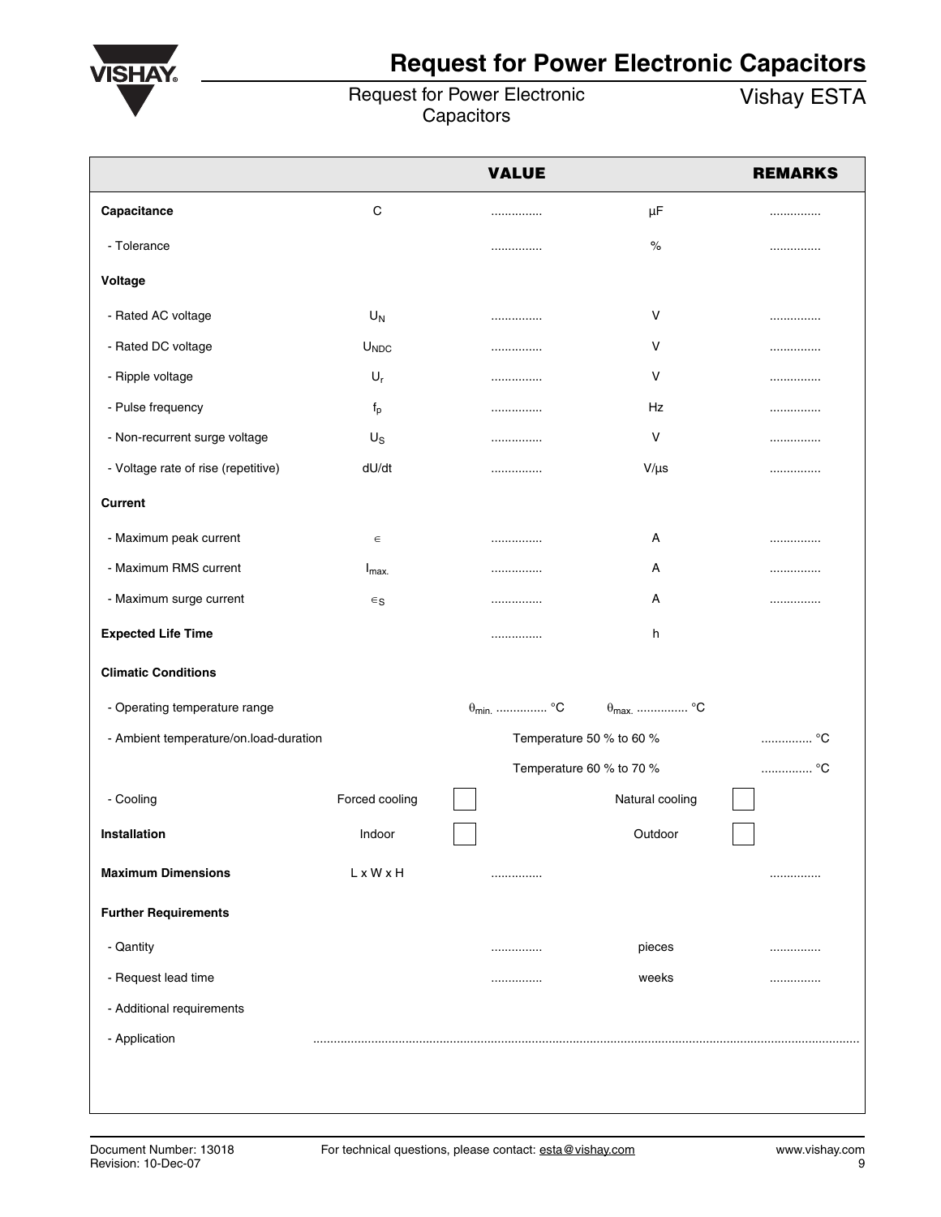# Request for Power Electronic Capacitors

Request for Power Electronic Capacitors

Vishay ESTA

| | | VALUE | | REMARKS |
|---|---|---|---|---|
| **Capacitance** | C | ............... | µF | ............... |
| - Tolerance | | ............... | % | ............... |
| **Voltage** | | | | |
| - Rated AC voltage | $U_N$ | ............... | V | ............... |
| - Rated DC voltage | $U_{NDC}$ | ............... | V | ............... |
| - Ripple voltage | $U_r$ | ............... | V | ............... |
| - Pulse frequency | $f_p$ | ............... | Hz | ............... |
| - Non-recurrent surge voltage | $U_S$ | ............... | V | ............... |
| - Voltage rate of rise (repetitive) | dU/dt | ............... | V/µs | ............... |
| **Current** | | | | |
| - Maximum peak current | $\in$ | ............... | A | ............... |
| - Maximum RMS current | $I_{max.}$ | ............... | A | ............... |
| - Maximum surge current | $\in_S$ | ............... | A | ............... |
| **Expected Life Time** | | ............... | h | |
| **Climatic Conditions** | | | | |
| - Operating temperature range | | $\theta_{min.}$ ............... °C | $\theta_{max.}$ ............... °C | |
| - Ambient temperature/on.load-duration | | Temperature 50 % to 60 % | | ............... °C |
| | | Temperature 60 % to 70 % | | ............... °C |
| - Cooling | Forced cooling | ☐ | Natural cooling | ☐ |
| **Installation** | Indoor | ☐ | Outdoor | ☐ |
| **Maximum Dimensions** | L x W x H | ............... | | ............... |
| **Further Requirements** | | | | |
| - Qantity | | ............... | pieces | ............... |
| - Request lead time | | ............... | weeks | ............... |
| - Additional requirements | | | | |
| - Application | ............................................................................................................................................................ | | | |

For technical questions, please contact: esta@vishay.com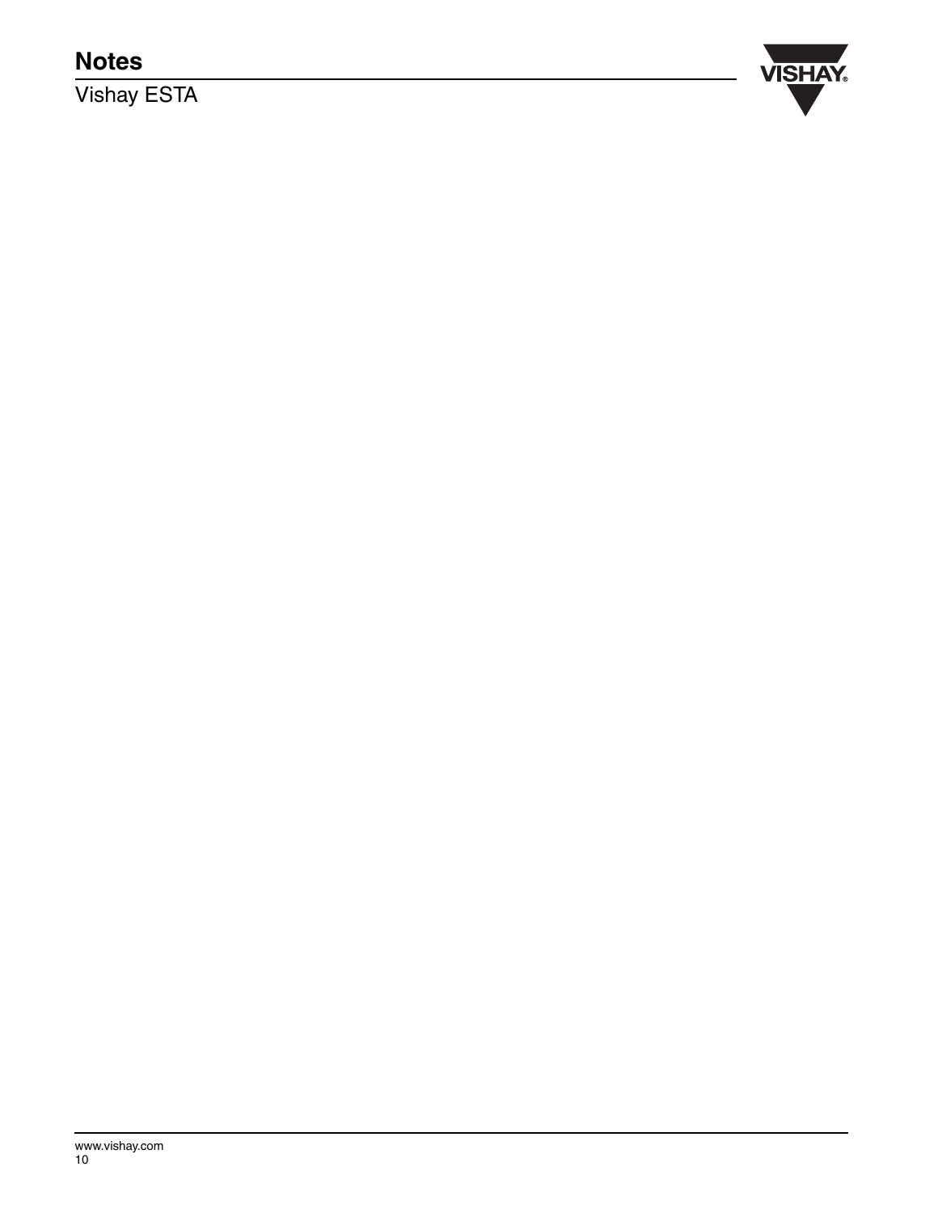# Notes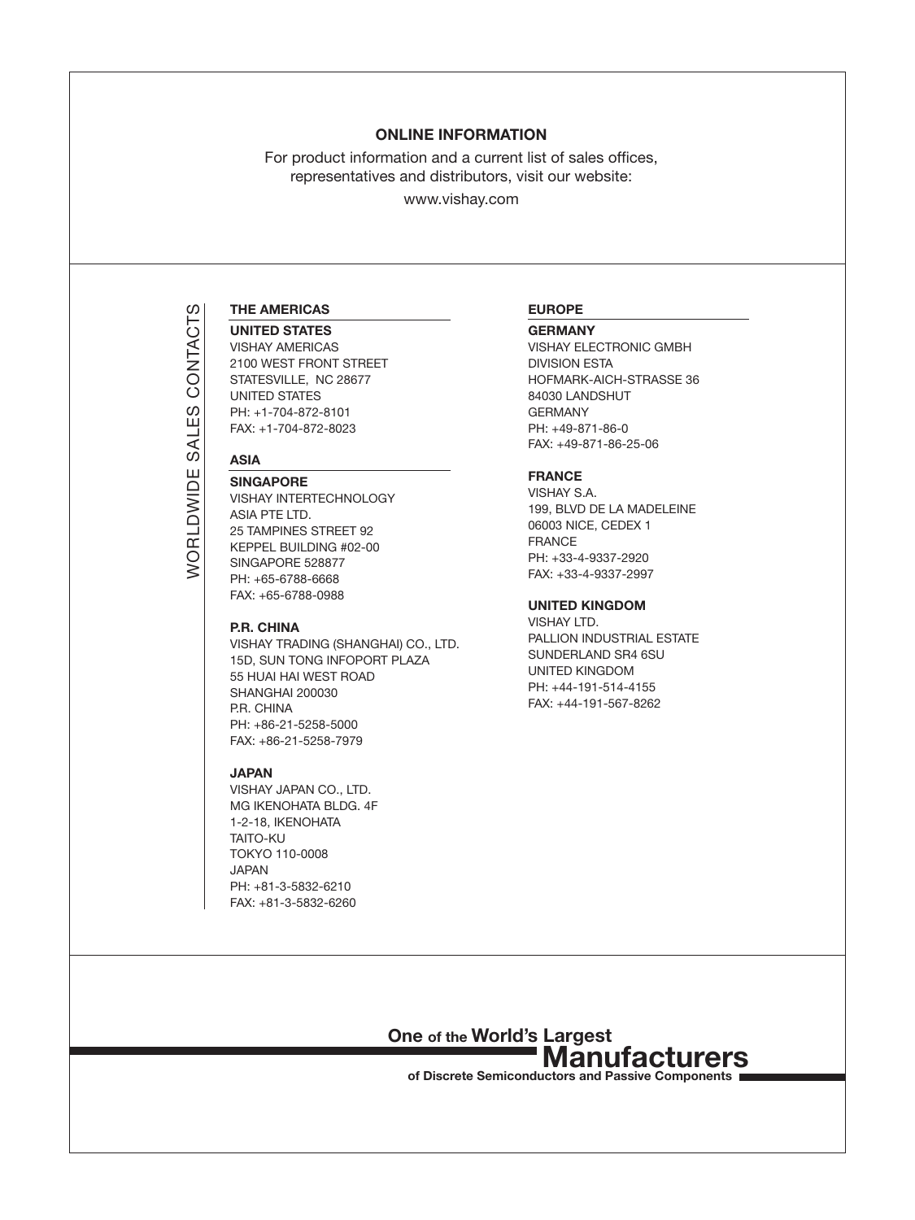**ONLINE INFORMATION**

For product information and a current list of sales offices, representatives and distributors, visit our website:

www.vishay.com

# WORLDWIDE SALES CONTACTS

## THE AMERICAS

**UNITED STATES**

VISHAY AMERICAS
2100 WEST FRONT STREET
STATESVILLE, NC 28677
UNITED STATES
PH: +1-704-872-8101
FAX: +1-704-872-8023

## ASIA

**SINGAPORE**

VISHAY INTERTECHNOLOGY
ASIA PTE LTD.
25 TAMPINES STREET 92
KEPPEL BUILDING #02-00
SINGAPORE 528877
PH: +65-6788-6668
FAX: +65-6788-0988

**P.R. CHINA**

VISHAY TRADING (SHANGHAI) CO., LTD.
15D, SUN TONG INFOPORT PLAZA
55 HUAI HAI WEST ROAD
SHANGHAI 200030
P.R. CHINA
PH: +86-21-5258-5000
FAX: +86-21-5258-7979

**JAPAN**

VISHAY JAPAN CO., LTD.
MG IKENOHATA BLDG. 4F
1-2-18, IKENOHATA
TAITO-KU
TOKYO 110-0008
JAPAN
PH: +81-3-5832-6210
FAX: +81-3-5832-6260

## EUROPE

**GERMANY**

VISHAY ELECTRONIC GMBH
DIVISION ESTA
HOFMARK-AICH-STRASSE 36
84030 LANDSHUT
GERMANY
PH: +49-871-86-0
FAX: +49-871-86-25-06

**FRANCE**

VISHAY S.A.
199, BLVD DE LA MADELEINE
06003 NICE, CEDEX 1
FRANCE
PH: +33-4-9337-2920
FAX: +33-4-9337-2997

**UNITED KINGDOM**

VISHAY LTD.
PALLION INDUSTRIAL ESTATE
SUNDERLAND SR4 6SU
UNITED KINGDOM
PH: +44-191-514-4155
FAX: +44-191-567-8262

**One of the World's Largest Manufacturers of Discrete Semiconductors and Passive Components**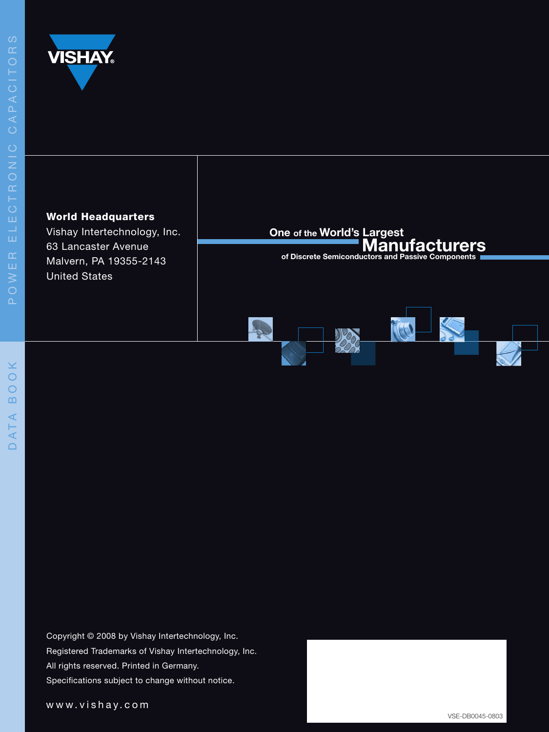POWER ELECTRONIC CAPACITORS

DATA BOOK

VISHAY

**World Headquarters**

Vishay Intertechnology, Inc.
63 Lancaster Avenue
Malvern, PA 19355-2143
United States

**One** of the **World's Largest**
**Manufacturers**
**of Discrete Semiconductors and Passive Components**

Copyright © 2008 by Vishay Intertechnology, Inc.
Registered Trademarks of Vishay Intertechnology, Inc.
All rights reserved. Printed in Germany.
Specifications subject to change without notice.

www.vishay.com

VSE-DB0045-0803